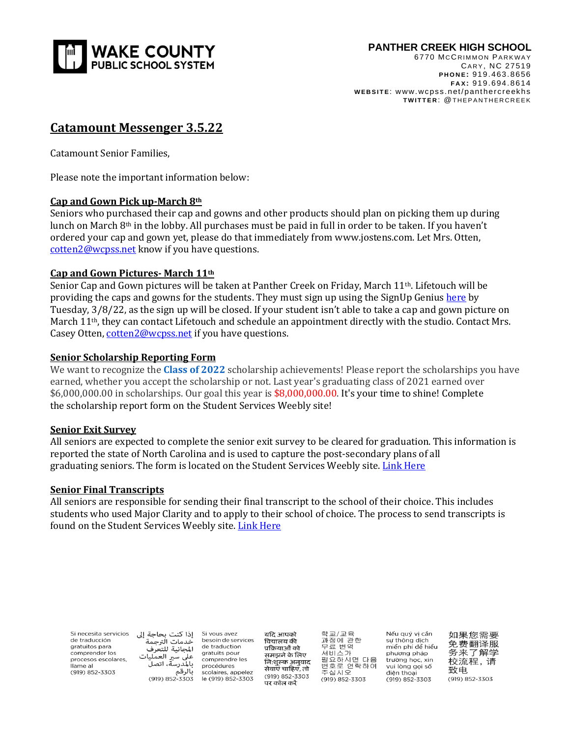WAKE COUNTY PUBLIC SCHOOL SYSTEM

**PANTHER CREEK HIGH SCHOOL**
6770 McCrimmon Parkway
Cary, NC 27519
**PHONE:** 919.463.8656
**FAX:** 919.694.8614
**WEBSITE:** www.wcpss.net/panthercreekhs
**TWITTER:** @THEPANTHERCREEK

# Catamount Messenger 3.5.22

Catamount Senior Families,

Please note the important information below:

## Cap and Gown Pick up-March 8th

Seniors who purchased their cap and gowns and other products should plan on picking them up during lunch on March 8th in the lobby. All purchases must be paid in full in order to be taken. If you haven't ordered your cap and gown yet, please do that immediately from www.jostens.com. Let Mrs. Otten, cotten2@wcpss.net know if you have questions.

## Cap and Gown Pictures- March 11th

Senior Cap and Gown pictures will be taken at Panther Creek on Friday, March 11th. Lifetouch will be providing the caps and gowns for the students. They must sign up using the SignUp Genius here by Tuesday, 3/8/22, as the sign up will be closed. If your student isn't able to take a cap and gown picture on March 11th, they can contact Lifetouch and schedule an appointment directly with the studio. Contact Mrs. Casey Otten, cotten2@wcpss.net if you have questions.

## Senior Scholarship Reporting Form

We want to recognize the **Class of 2022** scholarship achievements! Please report the scholarships you have earned, whether you accept the scholarship or not. Last year's graduating class of 2021 earned over $6,000,000.00 in scholarships. Our goal this year is $8,000,000.00. It's your time to shine! Complete the scholarship report form on the Student Services Weebly site!

## Senior Exit Survey

All seniors are expected to complete the senior exit survey to be cleared for graduation. This information is reported the state of North Carolina and is used to capture the post-secondary plans of all graduating seniors. The form is located on the Student Services Weebly site. Link Here

## Senior Final Transcripts

All seniors are responsible for sending their final transcript to the school of their choice. This includes students who used Major Clarity and to apply to their school of choice. The process to send transcripts is found on the Student Services Weebly site. Link Here

Si necesita servicios de traducción gratuitos para comprender los procesos escolares, llame al (919) 852-3303

إذا كنت بحاجة إلى خدمات الترجمة المجانية للتعرف على سير العمليات بالمدرسة، اتصل بالرقم (919) 852-3303

Si vous avez besoin de services de traduction gratuits pour comprendre les procédures scolaires, appelez le (919) 852-3303

यदि आपको विद्यालय की प्रक्रियाओं को समझने के लिए नि:शुल्क अनुवाद सेवाएं चाहिए, तो (919) 852-3303 पर कॉल करें

학교/교육 과정에 관한 무료 번역 서비스가 필요하시면 다음 번호로 연락하여 주십시오 (919) 852-3303

Nếu quý vị cần sự thông dịch miễn phí để hiểu phương pháp trường học, xin vui lòng gọi số điện thoại (919) 852-3303

如果您需要免费翻译服务来了解学校流程，请致电 (919) 852-3303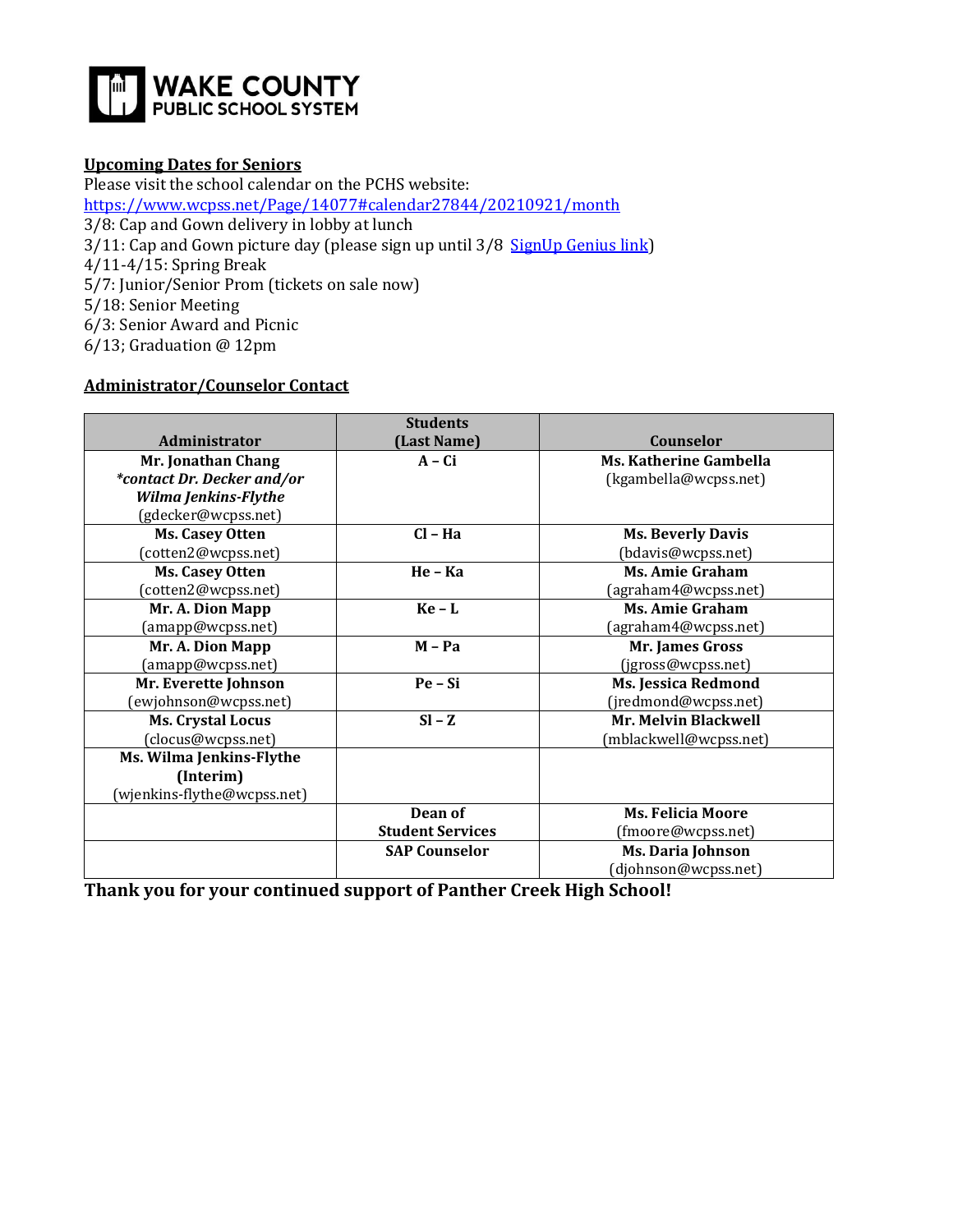WAKE COUNTY PUBLIC SCHOOL SYSTEM

**Upcoming Dates for Seniors**

Please visit the school calendar on the PCHS website:
https://www.wcpss.net/Page/14077#calendar27844/20210921/month
3/8: Cap and Gown delivery in lobby at lunch
3/11: Cap and Gown picture day (please sign up until 3/8 SignUp Genius link)
4/11-4/15: Spring Break
5/7: Junior/Senior Prom (tickets on sale now)
5/18: Senior Meeting
6/3: Senior Award and Picnic
6/13; Graduation @ 12pm

**Administrator/Counselor Contact**

| Administrator | Students (Last Name) | Counselor |
|---|---|---|
| **Mr. Jonathan Chang** ***\*contact Dr. Decker and/or Wilma Jenkins-Flythe*** (gdecker@wcpss.net) | **A – Ci** | **Ms. Katherine Gambella** (kgambella@wcpss.net) |
| **Ms. Casey Otten** (cotten2@wcpss.net) | **Cl – Ha** | **Ms. Beverly Davis** (bdavis@wcpss.net) |
| **Ms. Casey Otten** (cotten2@wcpss.net) | **He – Ka** | **Ms. Amie Graham** (agraham4@wcpss.net) |
| **Mr. A. Dion Mapp** (amapp@wcpss.net) | **Ke – L** | **Ms. Amie Graham** (agraham4@wcpss.net) |
| **Mr. A. Dion Mapp** (amapp@wcpss.net) | **M – Pa** | **Mr. James Gross** (jgross@wcpss.net) |
| **Mr. Everette Johnson** (ewjohnson@wcpss.net) | **Pe – Si** | **Ms. Jessica Redmond** (jredmond@wcpss.net) |
| **Ms. Crystal Locus** (clocus@wcpss.net) | **Sl – Z** | **Mr. Melvin Blackwell** (mblackwell@wcpss.net) |
| **Ms. Wilma Jenkins-Flythe (Interim)** (wjenkins-flythe@wcpss.net) | | |
| | **Dean of Student Services** | **Ms. Felicia Moore** (fmoore@wcpss.net) |
| | **SAP Counselor** | **Ms. Daria Johnson** (djohnson@wcpss.net) |

**Thank you for your continued support of Panther Creek High School!**